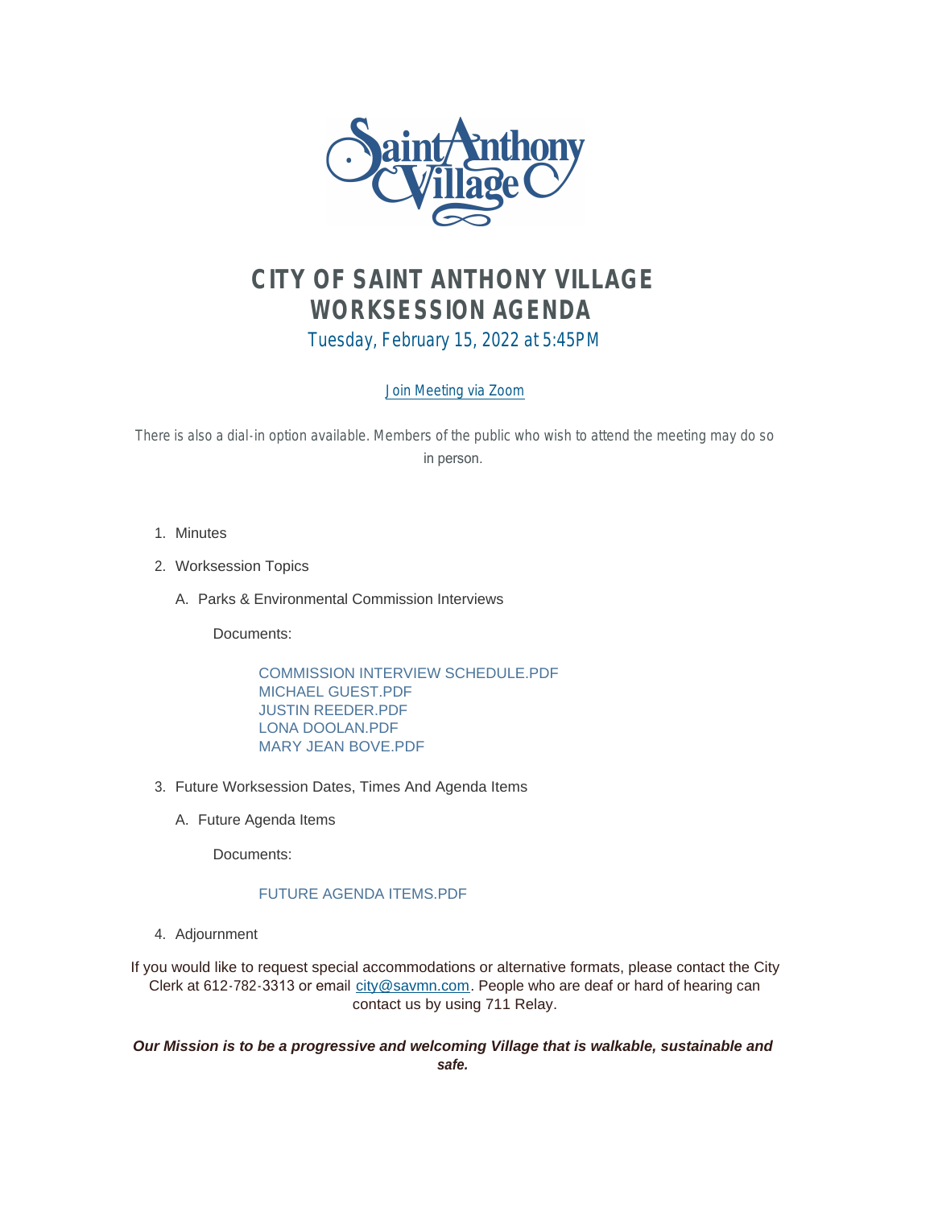# CITY OF SAINT ANTHONY VILLAGE
# WORKSESSION AGENDA

Tuesday, February 15, 2022 at 5:45PM

Join Meeting via Zoom

*There is also a dial-in option available. Members of the public who wish to attend the meeting may do so in person.*

1. Minutes

2. Worksession Topics

   A. Parks & Environmental Commission Interviews

      Documents:

      COMMISSION INTERVIEW SCHEDULE.PDF
      MICHAEL GUEST.PDF
      JUSTIN REEDER.PDF
      LONA DOOLAN.PDF
      MARY JEAN BOVE.PDF

3. Future Worksession Dates, Times And Agenda Items

   A. Future Agenda Items

      Documents:

      FUTURE AGENDA ITEMS.PDF

4. Adjournment

If you would like to request special accommodations or alternative formats, please contact the City Clerk at 612-782-3313 or email city@savmn.com. People who are deaf or hard of hearing can contact us by using 711 Relay.

***Our Mission is to be a progressive and welcoming Village that is walkable, sustainable and safe.***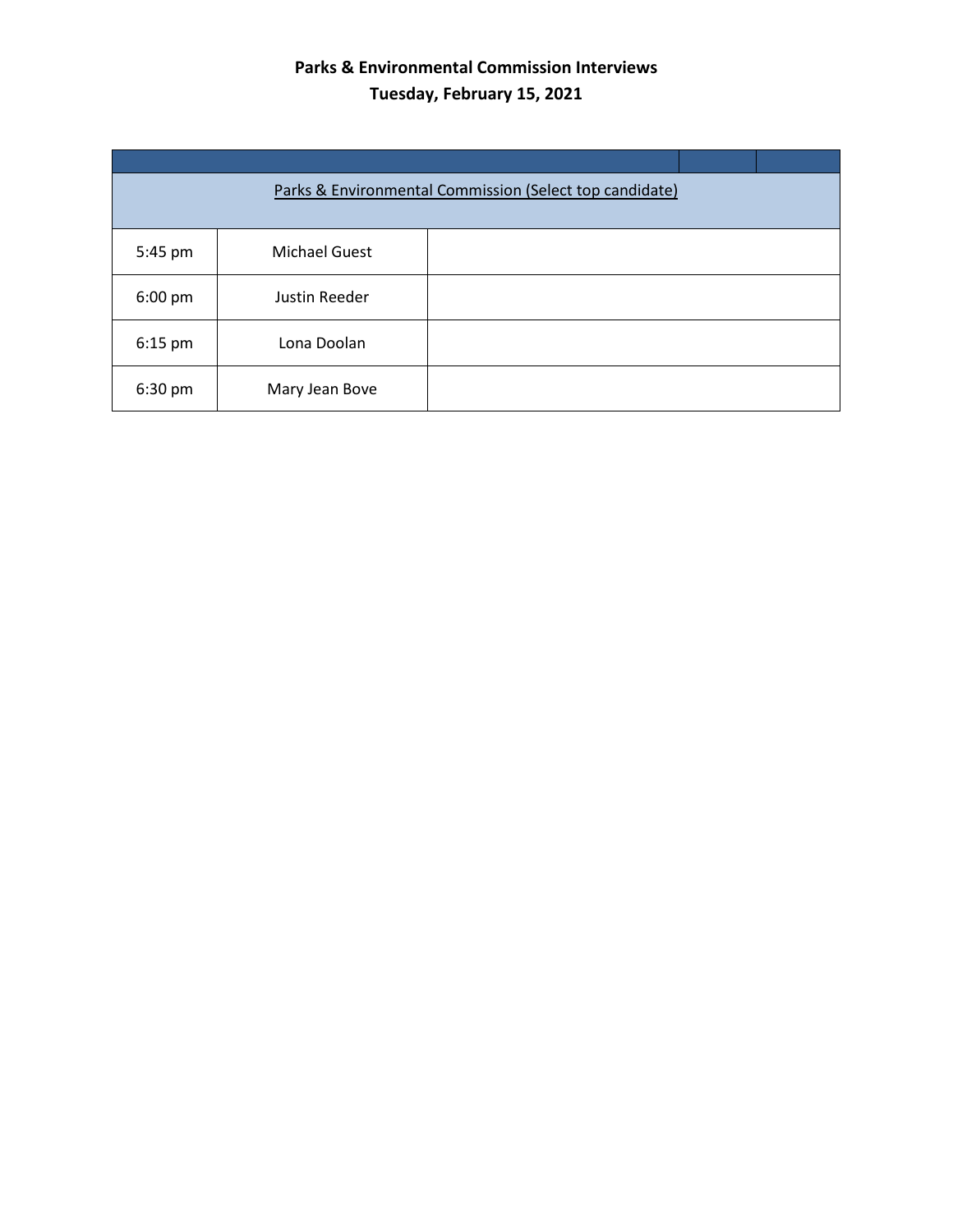**Parks & Environmental Commission Interviews**
**Tuesday, February 15, 2021**

| Parks & Environmental Commission (Select top candidate) | | |
|---|---|---|
| 5:45 pm | Michael Guest | |
| 6:00 pm | Justin Reeder | |
| 6:15 pm | Lona Doolan | |
| 6:30 pm | Mary Jean Bove | |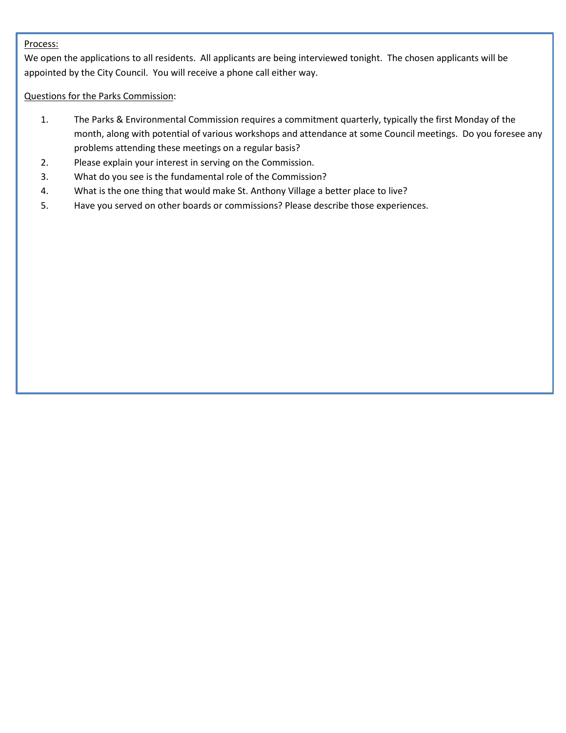Process:

We open the applications to all residents. All applicants are being interviewed tonight. The chosen applicants will be appointed by the City Council. You will receive a phone call either way.

Questions for the Parks Commission:

1. The Parks & Environmental Commission requires a commitment quarterly, typically the first Monday of the month, along with potential of various workshops and attendance at some Council meetings. Do you foresee any problems attending these meetings on a regular basis?
2. Please explain your interest in serving on the Commission.
3. What do you see is the fundamental role of the Commission?
4. What is the one thing that would make St. Anthony Village a better place to live?
5. Have you served on other boards or commissions? Please describe those experiences.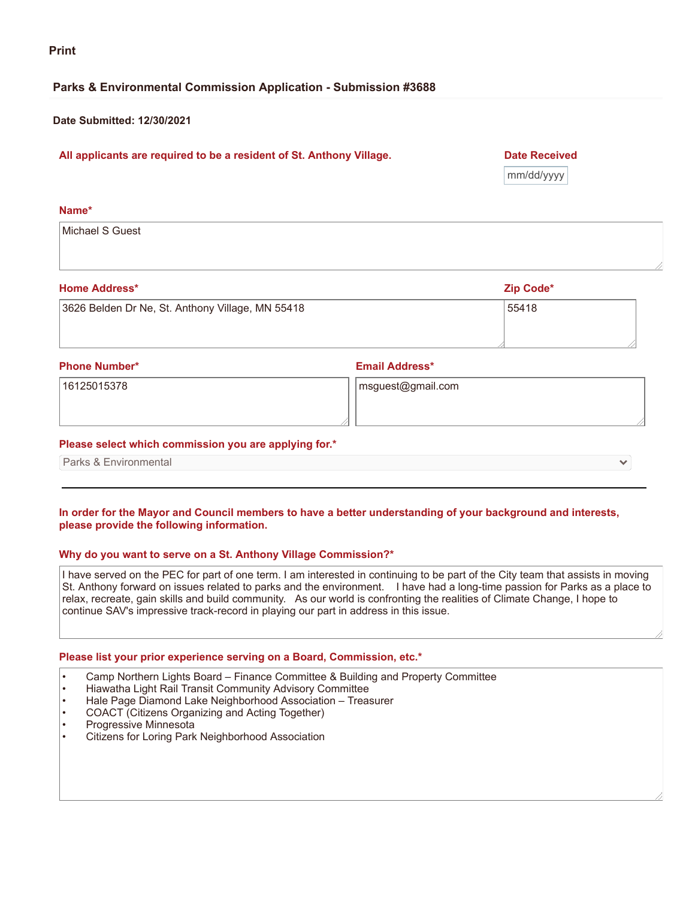**Print**

## Parks & Environmental Commission Application - Submission #3688

**Date Submitted: 12/30/2021**

**All applicants are required to be a resident of St. Anthony Village.**

**Date Received**

mm/dd/yyyy

**Name***

Michael S Guest

**Home Address***

3626 Belden Dr Ne, St. Anthony Village, MN 55418

**Zip Code***

55418

**Phone Number***

16125015378

**Email Address***

msguest@gmail.com

**Please select which commission you are applying for.***

Parks & Environmental

---

**In order for the Mayor and Council members to have a better understanding of your background and interests, please provide the following information.**

**Why do you want to serve on a St. Anthony Village Commission?***

I have served on the PEC for part of one term. I am interested in continuing to be part of the City team that assists in moving St. Anthony forward on issues related to parks and the environment. I have had a long-time passion for Parks as a place to relax, recreate, gain skills and build community. As our world is confronting the realities of Climate Change, I hope to continue SAV's impressive track-record in playing our part in address in this issue.

**Please list your prior experience serving on a Board, Commission, etc.***

- Camp Northern Lights Board – Finance Committee & Building and Property Committee
- Hiawatha Light Rail Transit Community Advisory Committee
- Hale Page Diamond Lake Neighborhood Association – Treasurer
- COACT (Citizens Organizing and Acting Together)
- Progressive Minnesota
- Citizens for Loring Park Neighborhood Association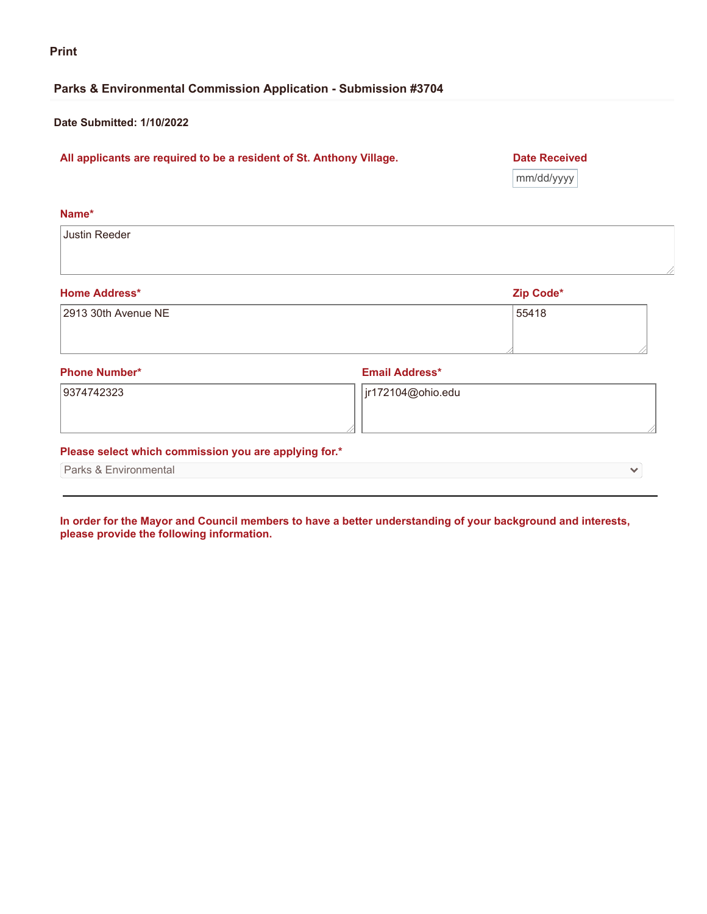Print

## Parks & Environmental Commission Application - Submission #3704

**Date Submitted: 1/10/2022**

**All applicants are required to be a resident of St. Anthony Village.**

**Date Received**

mm/dd/yyyy

**Name***

Justin Reeder

**Home Address***

2913 30th Avenue NE

**Zip Code***

55418

**Phone Number***

9374742323

**Email Address***

jr172104@ohio.edu

**Please select which commission you are applying for.***

Parks & Environmental

---

**In order for the Mayor and Council members to have a better understanding of your background and interests, please provide the following information.**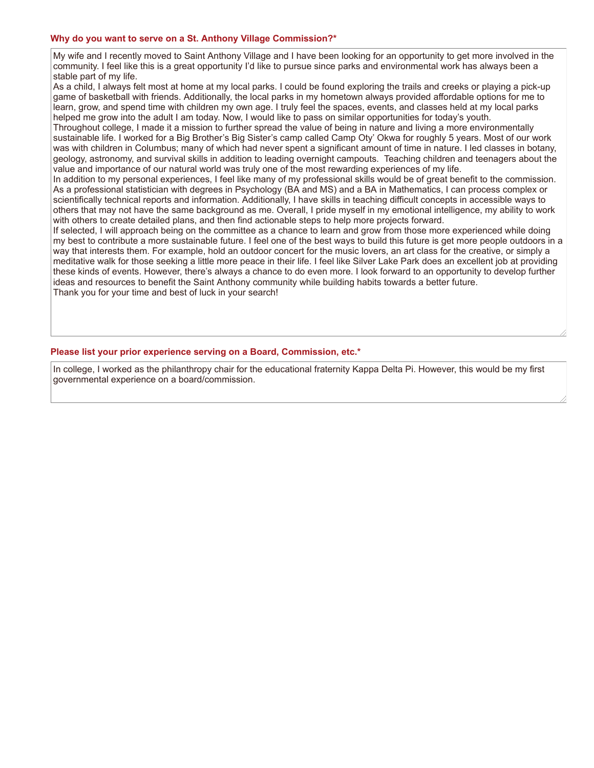**Why do you want to serve on a St. Anthony Village Commission?***

My wife and I recently moved to Saint Anthony Village and I have been looking for an opportunity to get more involved in the community. I feel like this is a great opportunity I'd like to pursue since parks and environmental work has always been a stable part of my life.

As a child, I always felt most at home at my local parks. I could be found exploring the trails and creeks or playing a pick-up game of basketball with friends. Additionally, the local parks in my hometown always provided affordable options for me to learn, grow, and spend time with children my own age. I truly feel the spaces, events, and classes held at my local parks helped me grow into the adult I am today. Now, I would like to pass on similar opportunities for today's youth.

Throughout college, I made it a mission to further spread the value of being in nature and living a more environmentally sustainable life. I worked for a Big Brother's Big Sister's camp called Camp Oty' Okwa for roughly 5 years. Most of our work was with children in Columbus; many of which had never spent a significant amount of time in nature. I led classes in botany, geology, astronomy, and survival skills in addition to leading overnight campouts. Teaching children and teenagers about the value and importance of our natural world was truly one of the most rewarding experiences of my life.

In addition to my personal experiences, I feel like many of my professional skills would be of great benefit to the commission. As a professional statistician with degrees in Psychology (BA and MS) and a BA in Mathematics, I can process complex or scientifically technical reports and information. Additionally, I have skills in teaching difficult concepts in accessible ways to others that may not have the same background as me. Overall, I pride myself in my emotional intelligence, my ability to work with others to create detailed plans, and then find actionable steps to help more projects forward.

If selected, I will approach being on the committee as a chance to learn and grow from those more experienced while doing my best to contribute a more sustainable future. I feel one of the best ways to build this future is get more people outdoors in a way that interests them. For example, hold an outdoor concert for the music lovers, an art class for the creative, or simply a meditative walk for those seeking a little more peace in their life. I feel like Silver Lake Park does an excellent job at providing these kinds of events. However, there's always a chance to do even more. I look forward to an opportunity to develop further ideas and resources to benefit the Saint Anthony community while building habits towards a better future.

Thank you for your time and best of luck in your search!

**Please list your prior experience serving on a Board, Commission, etc.***

In college, I worked as the philanthropy chair for the educational fraternity Kappa Delta Pi. However, this would be my first governmental experience on a board/commission.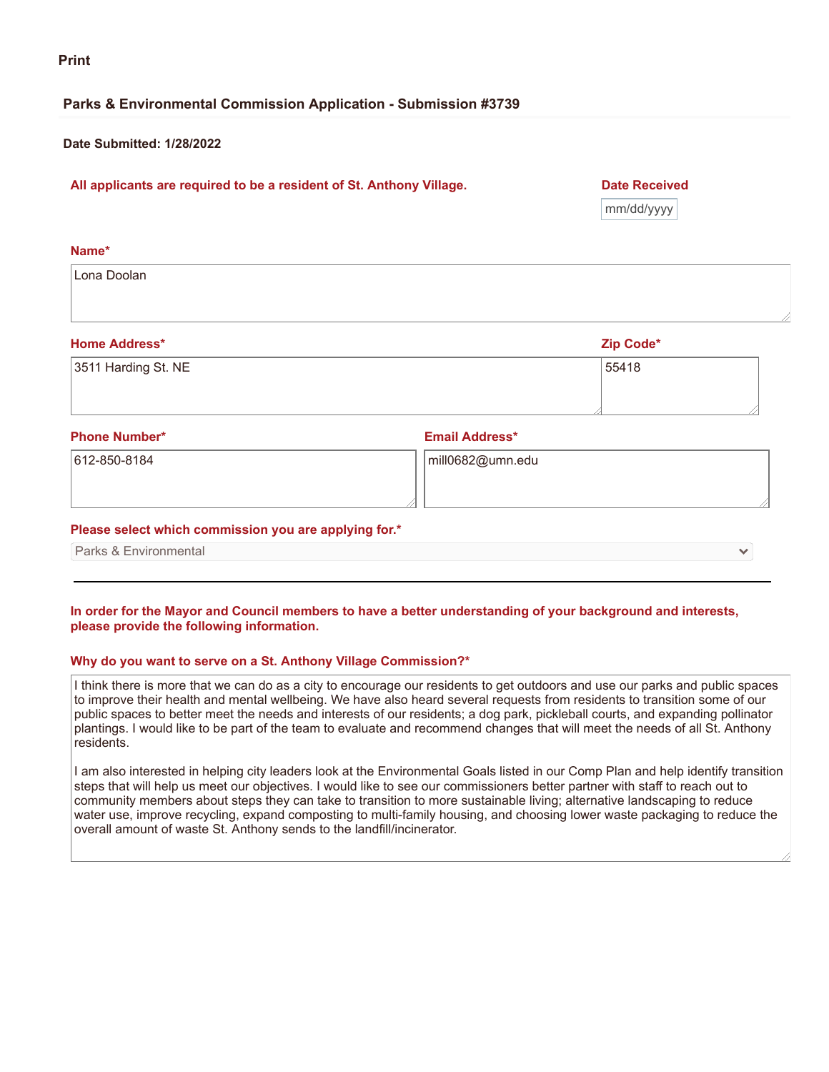Print

## Parks & Environmental Commission Application - Submission #3739

**Date Submitted: 1/28/2022**

**All applicants are required to be a resident of St. Anthony Village.**

**Date Received**

mm/dd/yyyy

**Name***

Lona Doolan

**Home Address***

3511 Harding St. NE

**Zip Code***

55418

**Phone Number***

612-850-8184

**Email Address***

mill0682@umn.edu

**Please select which commission you are applying for.***

Parks & Environmental

---

**In order for the Mayor and Council members to have a better understanding of your background and interests, please provide the following information.**

**Why do you want to serve on a St. Anthony Village Commission?***

I think there is more that we can do as a city to encourage our residents to get outdoors and use our parks and public spaces to improve their health and mental wellbeing. We have also heard several requests from residents to transition some of our public spaces to better meet the needs and interests of our residents; a dog park, pickleball courts, and expanding pollinator plantings. I would like to be part of the team to evaluate and recommend changes that will meet the needs of all St. Anthony residents.

I am also interested in helping city leaders look at the Environmental Goals listed in our Comp Plan and help identify transition steps that will help us meet our objectives. I would like to see our commissioners better partner with staff to reach out to community members about steps they can take to transition to more sustainable living; alternative landscaping to reduce water use, improve recycling, expand composting to multi-family housing, and choosing lower waste packaging to reduce the overall amount of waste St. Anthony sends to the landfill/incinerator.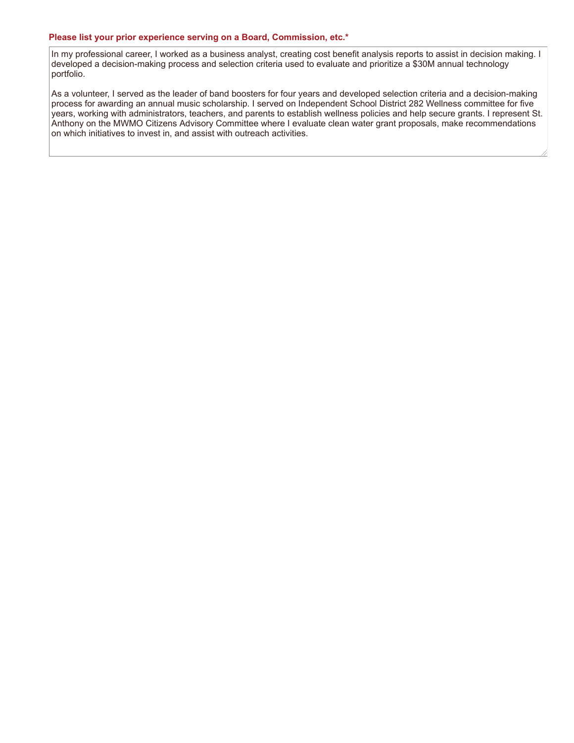**Please list your prior experience serving on a Board, Commission, etc.***

In my professional career, I worked as a business analyst, creating cost benefit analysis reports to assist in decision making. I developed a decision-making process and selection criteria used to evaluate and prioritize a $30M annual technology portfolio.

As a volunteer, I served as the leader of band boosters for four years and developed selection criteria and a decision-making process for awarding an annual music scholarship. I served on Independent School District 282 Wellness committee for five years, working with administrators, teachers, and parents to establish wellness policies and help secure grants. I represent St. Anthony on the MWMO Citizens Advisory Committee where I evaluate clean water grant proposals, make recommendations on which initiatives to invest in, and assist with outreach activities.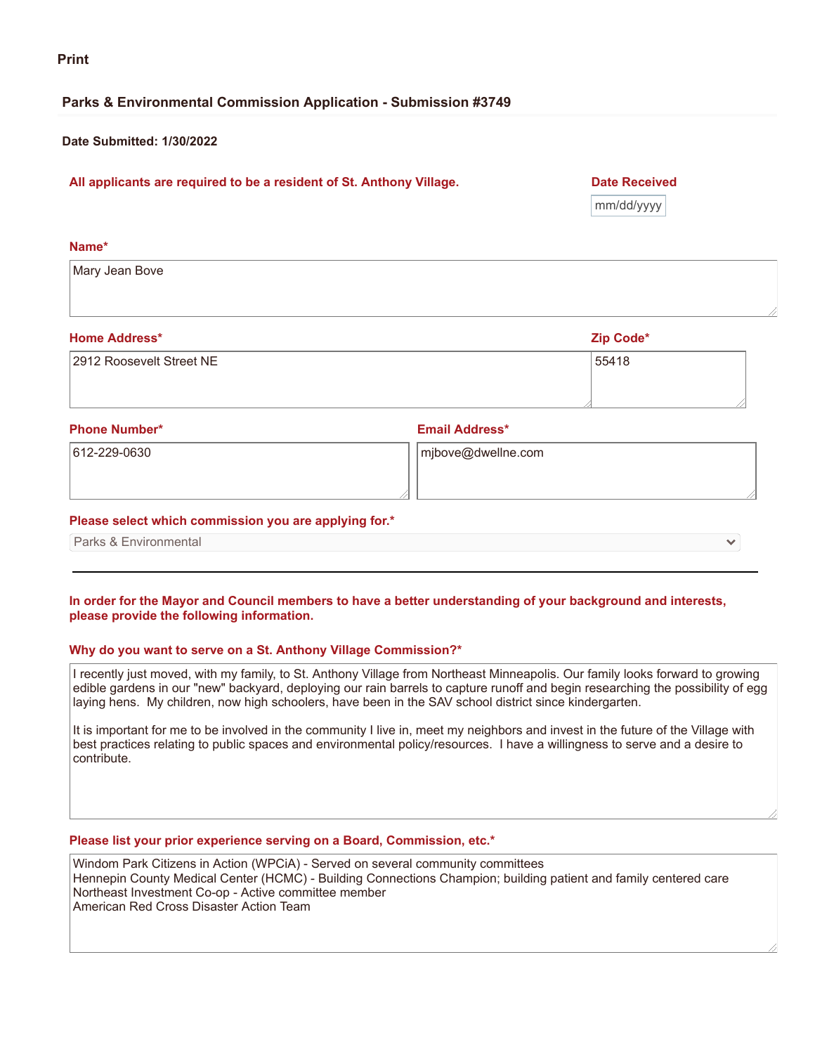Print

## Parks & Environmental Commission Application - Submission #3749

**Date Submitted: 1/30/2022**

**All applicants are required to be a resident of St. Anthony Village.**

**Date Received**

mm/dd/yyyy

**Name***

Mary Jean Bove

**Home Address***

2912 Roosevelt Street NE

**Zip Code***

55418

**Phone Number***

612-229-0630

**Email Address***

mjbove@dwellne.com

**Please select which commission you are applying for.***

Parks & Environmental

---

**In order for the Mayor and Council members to have a better understanding of your background and interests, please provide the following information.**

**Why do you want to serve on a St. Anthony Village Commission?***

I recently just moved, with my family, to St. Anthony Village from Northeast Minneapolis. Our family looks forward to growing edible gardens in our "new" backyard, deploying our rain barrels to capture runoff and begin researching the possibility of egg laying hens. My children, now high schoolers, have been in the SAV school district since kindergarten.

It is important for me to be involved in the community I live in, meet my neighbors and invest in the future of the Village with best practices relating to public spaces and environmental policy/resources. I have a willingness to serve and a desire to contribute.

**Please list your prior experience serving on a Board, Commission, etc.***

Windom Park Citizens in Action (WPCiA) - Served on several community committees
Hennepin County Medical Center (HCMC) - Building Connections Champion; building patient and family centered care
Northeast Investment Co-op - Active committee member
American Red Cross Disaster Action Team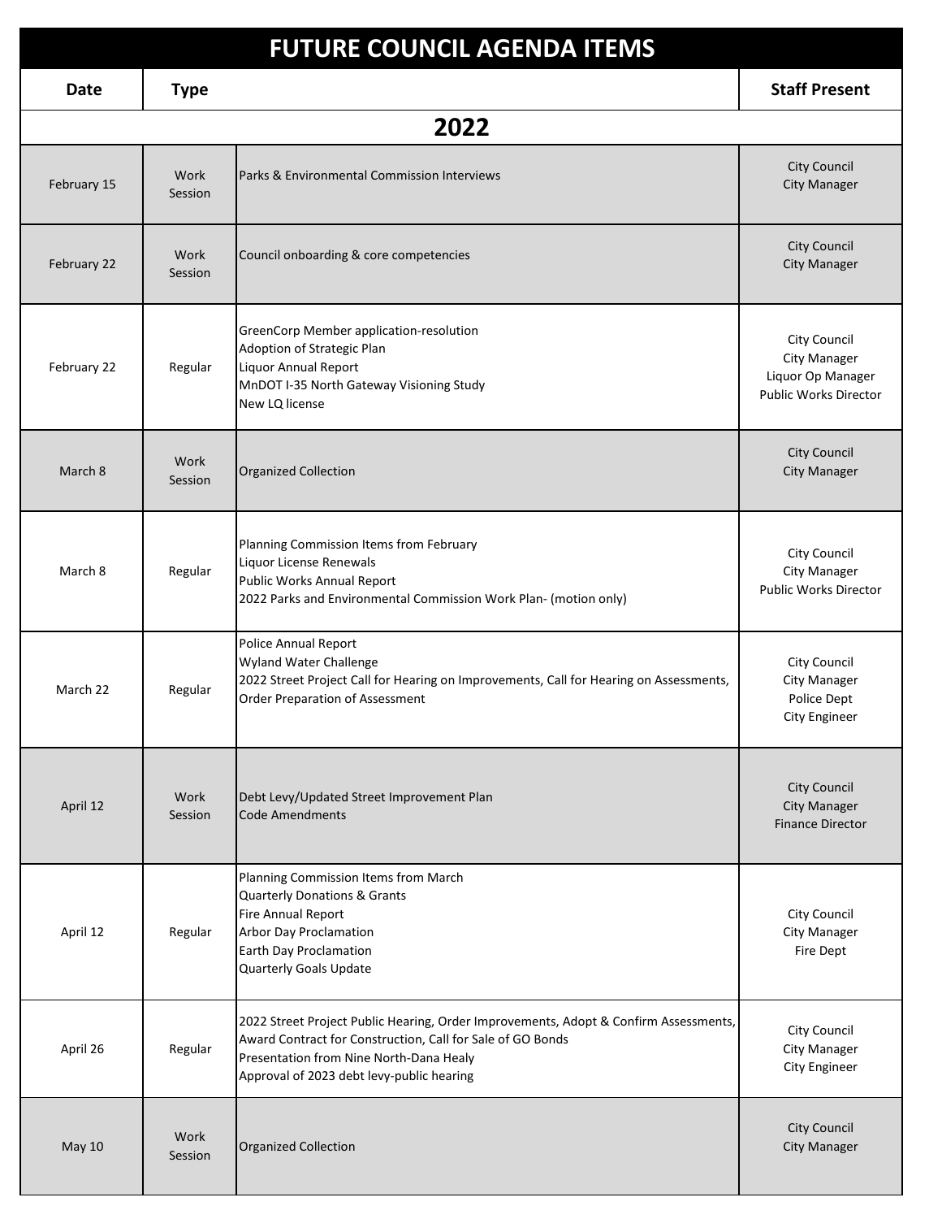# FUTURE COUNCIL AGENDA ITEMS

| Date | Type | | Staff Present |
|---|---|---|---|
| **2022** | | | |
| February 15 | Work Session | Parks & Environmental Commission Interviews | City Council<br>City Manager |
| February 22 | Work Session | Council onboarding & core competencies | City Council<br>City Manager |
| February 22 | Regular | GreenCorp Member application-resolution<br>Adoption of Strategic Plan<br>Liquor Annual Report<br>MnDOT I-35 North Gateway Visioning Study<br>New LQ license | City Council<br>City Manager<br>Liquor Op Manager<br>Public Works Director |
| March 8 | Work Session | Organized Collection | City Council<br>City Manager |
| March 8 | Regular | Planning Commission Items from February<br>Liquor License Renewals<br>Public Works Annual Report<br>2022 Parks and Environmental Commission Work Plan- (motion only) | City Council<br>City Manager<br>Public Works Director |
| March 22 | Regular | Police Annual Report<br>Wyland Water Challenge<br>2022 Street Project Call for Hearing on Improvements, Call for Hearing on Assessments, Order Preparation of Assessment | City Council<br>City Manager<br>Police Dept<br>City Engineer |
| April 12 | Work Session | Debt Levy/Updated Street Improvement Plan<br>Code Amendments | City Council<br>City Manager<br>Finance Director |
| April 12 | Regular | Planning Commission Items from March<br>Quarterly Donations & Grants<br>Fire Annual Report<br>Arbor Day Proclamation<br>Earth Day Proclamation<br>Quarterly Goals Update | City Council<br>City Manager<br>Fire Dept |
| April 26 | Regular | 2022 Street Project Public Hearing, Order Improvements, Adopt & Confirm Assessments, Award Contract for Construction, Call for Sale of GO Bonds<br>Presentation from Nine North-Dana Healy<br>Approval of 2023 debt levy-public hearing | City Council<br>City Manager<br>City Engineer |
| May 10 | Work Session | Organized Collection | City Council<br>City Manager |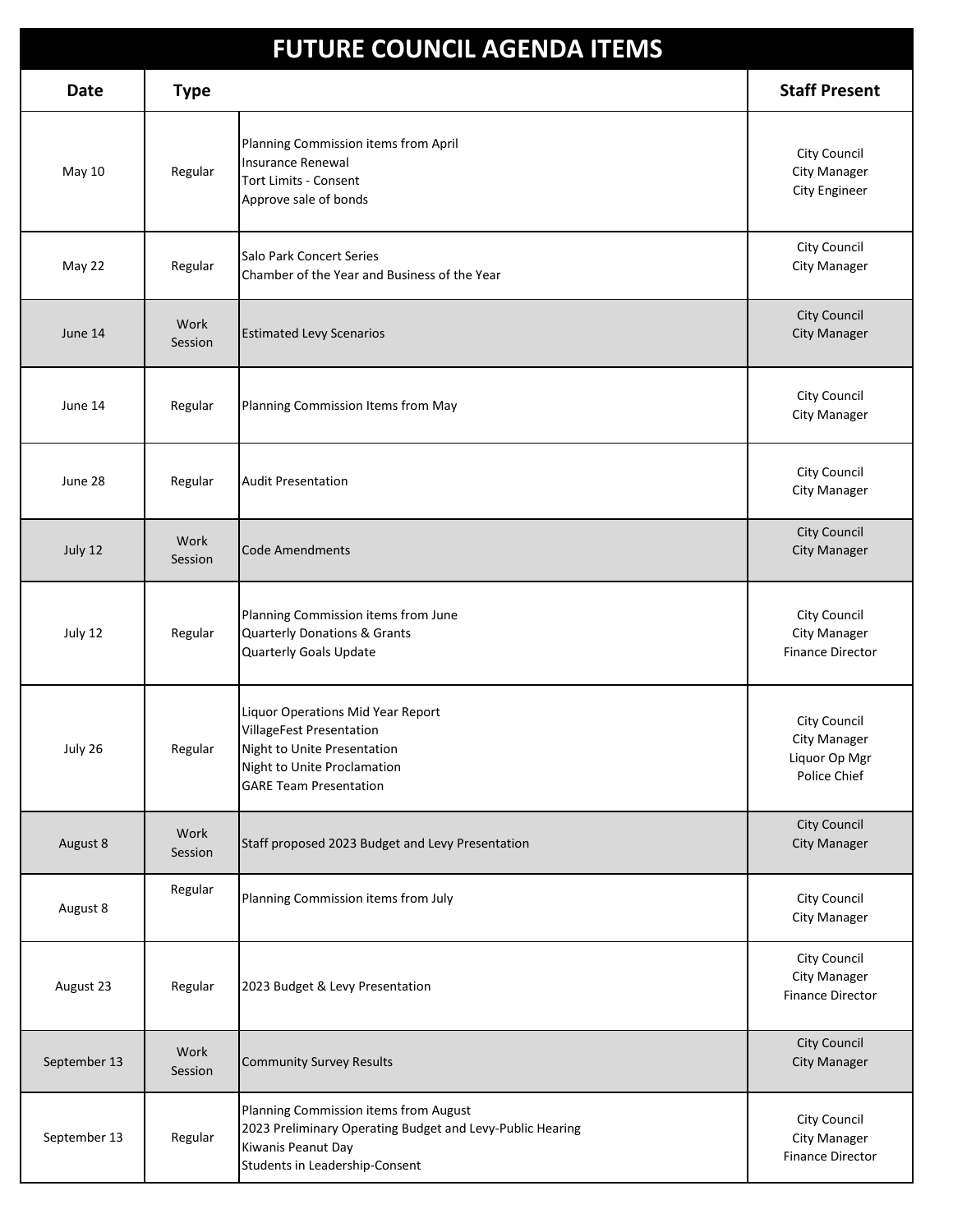# FUTURE COUNCIL AGENDA ITEMS

| Date | Type | | Staff Present |
|---|---|---|---|
| May 10 | Regular | Planning Commission items from April<br>Insurance Renewal<br>Tort Limits - Consent<br>Approve sale of bonds | City Council<br>City Manager<br>City Engineer |
| May 22 | Regular | Salo Park Concert Series<br>Chamber of the Year and Business of the Year | City Council<br>City Manager |
| June 14 | Work Session | Estimated Levy Scenarios | City Council<br>City Manager |
| June 14 | Regular | Planning Commission Items from May | City Council<br>City Manager |
| June 28 | Regular | Audit Presentation | City Council<br>City Manager |
| July 12 | Work Session | Code Amendments | City Council<br>City Manager |
| July 12 | Regular | Planning Commission items from June<br>Quarterly Donations & Grants<br>Quarterly Goals Update | City Council<br>City Manager<br>Finance Director |
| July 26 | Regular | Liquor Operations Mid Year Report<br>VillageFest Presentation<br>Night to Unite Presentation<br>Night to Unite Proclamation<br>GARE Team Presentation | City Council<br>City Manager<br>Liquor Op Mgr<br>Police Chief |
| August 8 | Work Session | Staff proposed 2023 Budget and Levy Presentation | City Council<br>City Manager |
| August 8 | Regular | Planning Commission items from July | City Council<br>City Manager |
| August 23 | Regular | 2023 Budget & Levy Presentation | City Council<br>City Manager<br>Finance Director |
| September 13 | Work Session | Community Survey Results | City Council<br>City Manager |
| September 13 | Regular | Planning Commission items from August<br>2023 Preliminary Operating Budget and Levy-Public Hearing<br>Kiwanis Peanut Day<br>Students in Leadership-Consent | City Council<br>City Manager<br>Finance Director |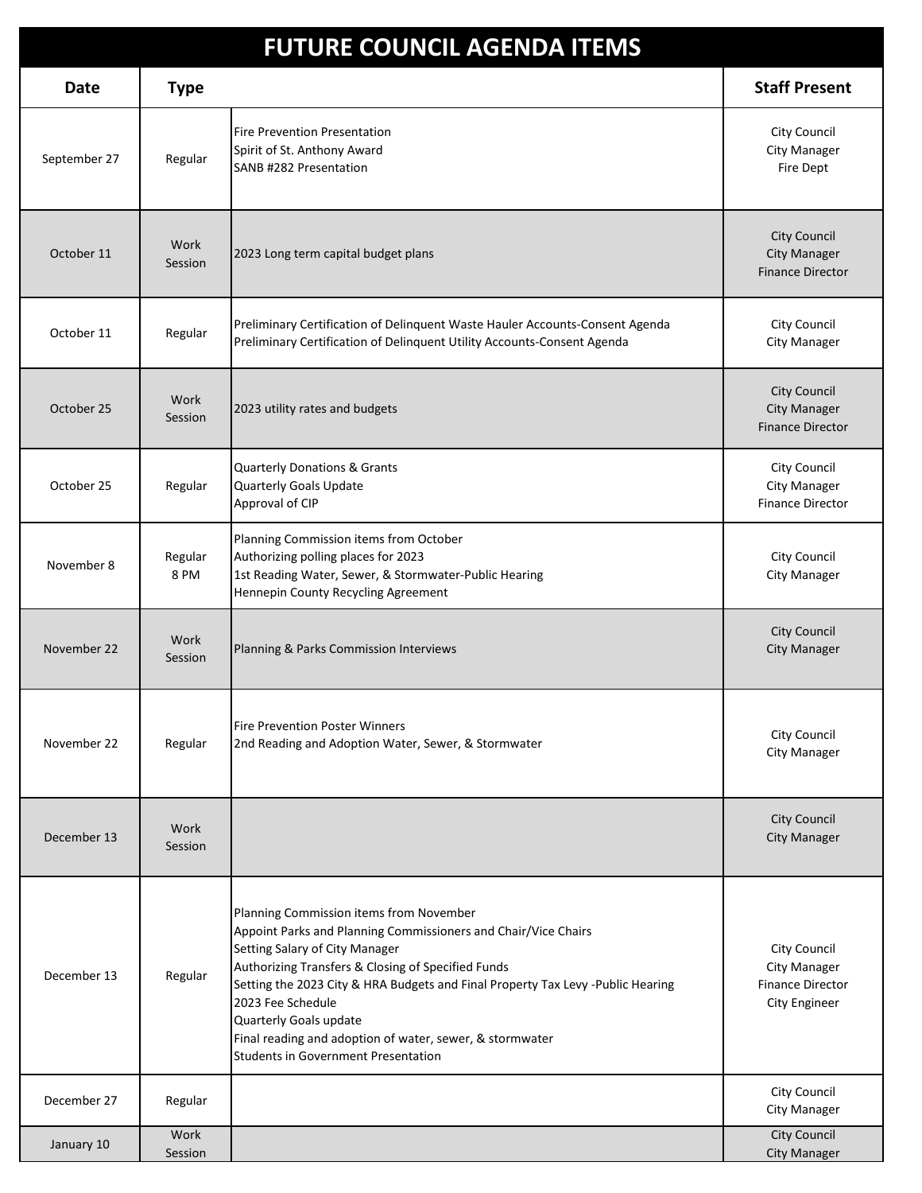# FUTURE COUNCIL AGENDA ITEMS

| Date | Type | | Staff Present |
|---|---|---|---|
| September 27 | Regular | Fire Prevention Presentation<br>Spirit of St. Anthony Award<br>SANB #282 Presentation | City Council<br>City Manager<br>Fire Dept |
| October 11 | Work Session | 2023 Long term capital budget plans | City Council<br>City Manager<br>Finance Director |
| October 11 | Regular | Preliminary Certification of Delinquent Waste Hauler Accounts-Consent Agenda<br>Preliminary Certification of Delinquent Utility Accounts-Consent Agenda | City Council<br>City Manager |
| October 25 | Work Session | 2023 utility rates and budgets | City Council<br>City Manager<br>Finance Director |
| October 25 | Regular | Quarterly Donations & Grants<br>Quarterly Goals Update<br>Approval of CIP | City Council<br>City Manager<br>Finance Director |
| November 8 | Regular 8 PM | Planning Commission items from October<br>Authorizing polling places for 2023<br>1st Reading Water, Sewer, & Stormwater-Public Hearing<br>Hennepin County Recycling Agreement | City Council<br>City Manager |
| November 22 | Work Session | Planning & Parks Commission Interviews | City Council<br>City Manager |
| November 22 | Regular | Fire Prevention Poster Winners<br>2nd Reading and Adoption Water, Sewer, & Stormwater | City Council<br>City Manager |
| December 13 | Work Session | | City Council<br>City Manager |
| December 13 | Regular | Planning Commission items from November<br>Appoint Parks and Planning Commissioners and Chair/Vice Chairs<br>Setting Salary of City Manager<br>Authorizing Transfers & Closing of Specified Funds<br>Setting the 2023 City & HRA Budgets and Final Property Tax Levy -Public Hearing<br>2023 Fee Schedule<br>Quarterly Goals update<br>Final reading and adoption of water, sewer, & stormwater<br>Students in Government Presentation | City Council<br>City Manager<br>Finance Director<br>City Engineer |
| December 27 | Regular | | City Council<br>City Manager |
| January 10 | Work Session | | City Council<br>City Manager |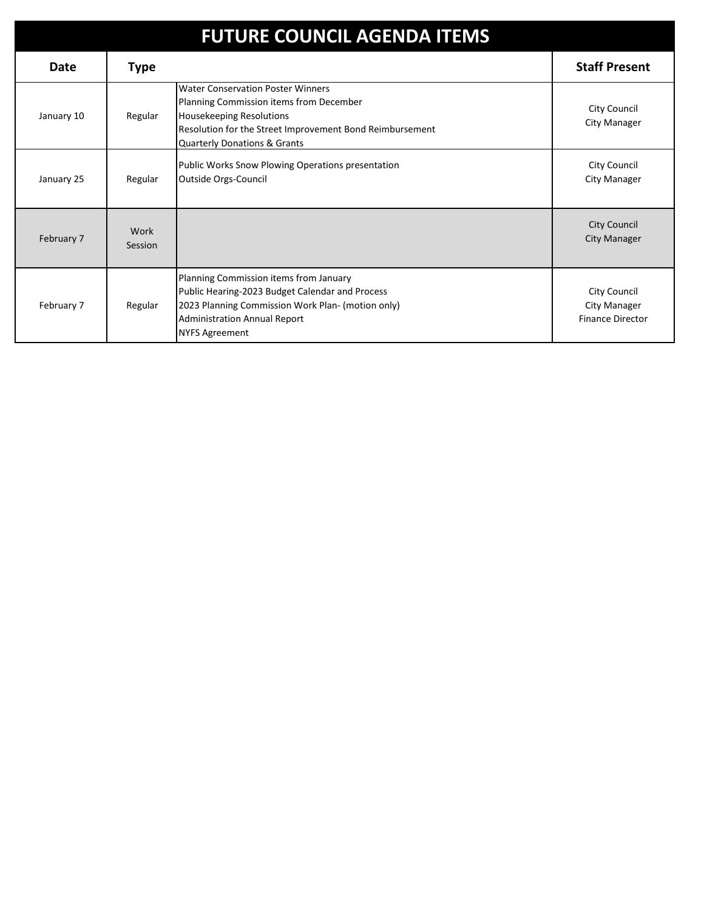# FUTURE COUNCIL AGENDA ITEMS

| Date | Type | | Staff Present |
|---|---|---|---|
| January 10 | Regular | Water Conservation Poster Winners<br>Planning Commission items from December<br>Housekeeping Resolutions<br>Resolution for the Street Improvement Bond Reimbursement<br>Quarterly Donations & Grants | City Council<br>City Manager |
| January 25 | Regular | Public Works Snow Plowing Operations presentation<br>Outside Orgs-Council | City Council<br>City Manager |
| February 7 | Work Session | | City Council<br>City Manager |
| February 7 | Regular | Planning Commission items from January<br>Public Hearing-2023 Budget Calendar and Process<br>2023 Planning Commission Work Plan- (motion only)<br>Administration Annual Report<br>NYFS Agreement | City Council<br>City Manager<br>Finance Director |